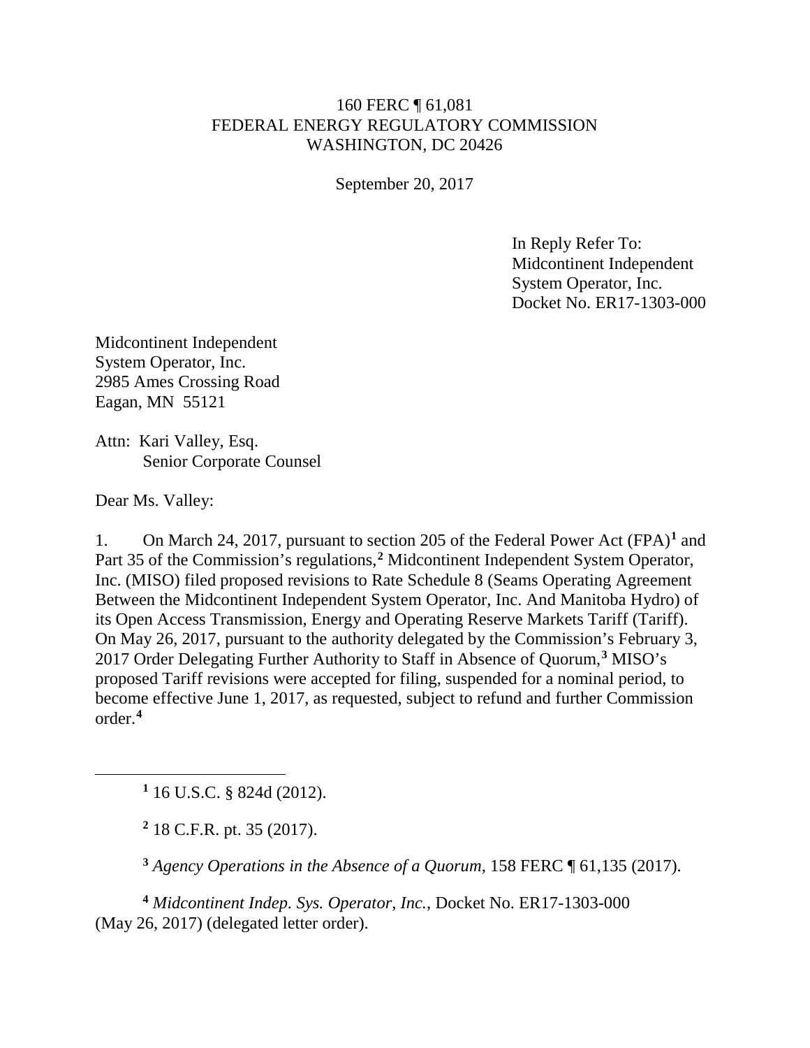160 FERC ¶ 61,081
FEDERAL ENERGY REGULATORY COMMISSION
WASHINGTON, DC 20426

September 20, 2017

In Reply Refer To:
Midcontinent Independent
System Operator, Inc.
Docket No. ER17-1303-000

Midcontinent Independent
System Operator, Inc.
2985 Ames Crossing Road
Eagan, MN 55121

Attn: Kari Valley, Esq.
Senior Corporate Counsel

Dear Ms. Valley:

1. On March 24, 2017, pursuant to section 205 of the Federal Power Act (FPA)[1] and Part 35 of the Commission's regulations,[2] Midcontinent Independent System Operator, Inc. (MISO) filed proposed revisions to Rate Schedule 8 (Seams Operating Agreement Between the Midcontinent Independent System Operator, Inc. And Manitoba Hydro) of its Open Access Transmission, Energy and Operating Reserve Markets Tariff (Tariff). On May 26, 2017, pursuant to the authority delegated by the Commission's February 3, 2017 Order Delegating Further Authority to Staff in Absence of Quorum,[3] MISO's proposed Tariff revisions were accepted for filing, suspended for a nominal period, to become effective June 1, 2017, as requested, subject to refund and further Commission order.[4]

---

[1] 16 U.S.C. § 824d (2012).

[2] 18 C.F.R. pt. 35 (2017).

[3] *Agency Operations in the Absence of a Quorum*, 158 FERC ¶ 61,135 (2017).

[4] *Midcontinent Indep. Sys. Operator, Inc.*, Docket No. ER17-1303-000 (May 26, 2017) (delegated letter order).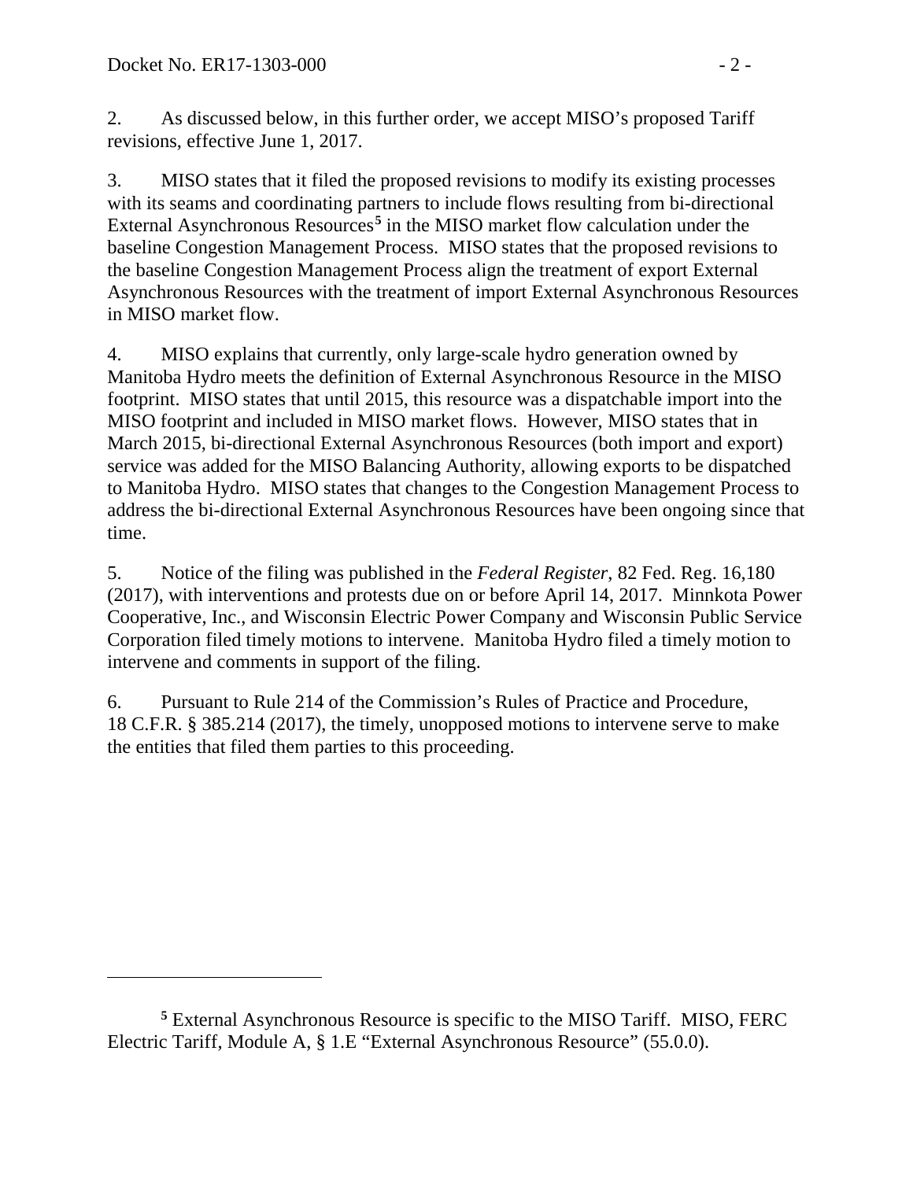2. As discussed below, in this further order, we accept MISO's proposed Tariff revisions, effective June 1, 2017.

3. MISO states that it filed the proposed revisions to modify its existing processes with its seams and coordinating partners to include flows resulting from bi-directional External Asynchronous Resources[5] in the MISO market flow calculation under the baseline Congestion Management Process. MISO states that the proposed revisions to the baseline Congestion Management Process align the treatment of export External Asynchronous Resources with the treatment of import External Asynchronous Resources in MISO market flow.

4. MISO explains that currently, only large-scale hydro generation owned by Manitoba Hydro meets the definition of External Asynchronous Resource in the MISO footprint. MISO states that until 2015, this resource was a dispatchable import into the MISO footprint and included in MISO market flows. However, MISO states that in March 2015, bi-directional External Asynchronous Resources (both import and export) service was added for the MISO Balancing Authority, allowing exports to be dispatched to Manitoba Hydro. MISO states that changes to the Congestion Management Process to address the bi-directional External Asynchronous Resources have been ongoing since that time.

5. Notice of the filing was published in the *Federal Register*, 82 Fed. Reg. 16,180 (2017), with interventions and protests due on or before April 14, 2017. Minnkota Power Cooperative, Inc., and Wisconsin Electric Power Company and Wisconsin Public Service Corporation filed timely motions to intervene. Manitoba Hydro filed a timely motion to intervene and comments in support of the filing.

6. Pursuant to Rule 214 of the Commission's Rules of Practice and Procedure, 18 C.F.R. § 385.214 (2017), the timely, unopposed motions to intervene serve to make the entities that filed them parties to this proceeding.

[5] External Asynchronous Resource is specific to the MISO Tariff. MISO, FERC Electric Tariff, Module A, § 1.E "External Asynchronous Resource" (55.0.0).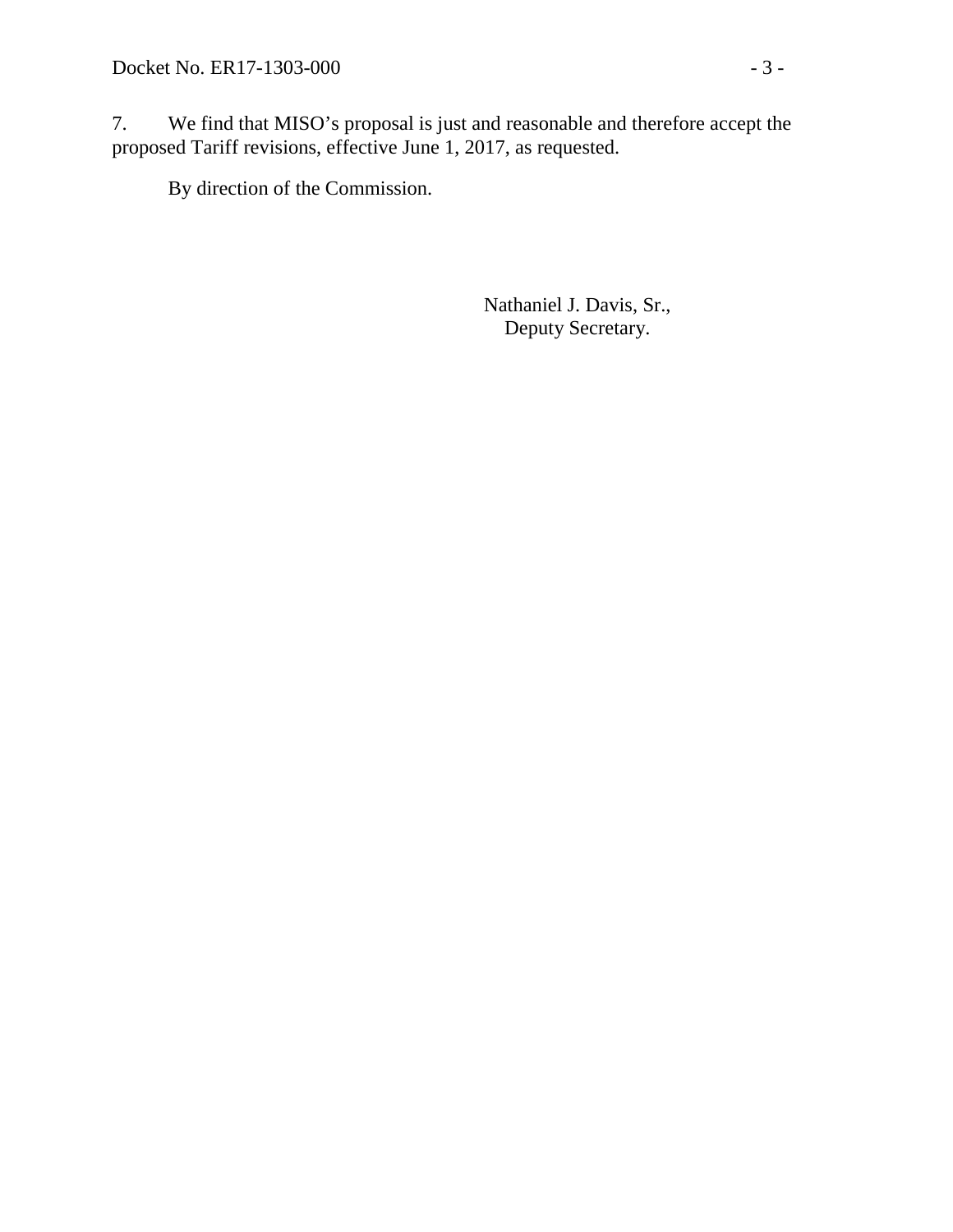7. We find that MISO's proposal is just and reasonable and therefore accept the proposed Tariff revisions, effective June 1, 2017, as requested.

By direction of the Commission.

Nathaniel J. Davis, Sr.,
Deputy Secretary.